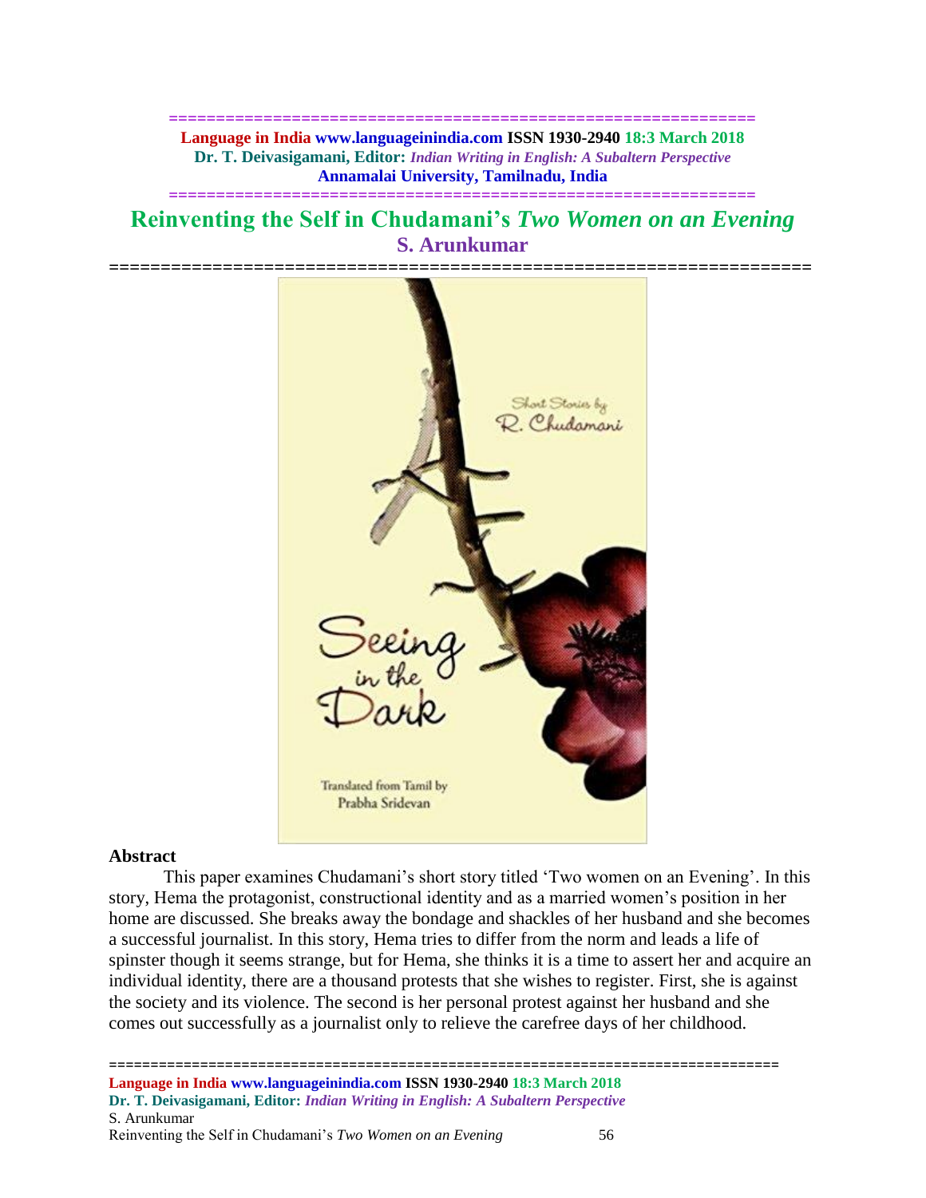# Reinventing the Self in Chudamani's *Two Women on an Evening*

## S. Arunkumar

### Abstract

This paper examines Chudamani's short story titled 'Two women on an Evening'. In this story, Hema the protagonist, constructional identity and as a married women's position in her home are discussed. She breaks away the bondage and shackles of her husband and she becomes a successful journalist. In this story, Hema tries to differ from the norm and leads a life of spinster though it seems strange, but for Hema, she thinks it is a time to assert her and acquire an individual identity, there are a thousand protests that she wishes to register. First, she is against the society and its violence. The second is her personal protest against her husband and she comes out successfully as a journalist only to relieve the carefree days of her childhood.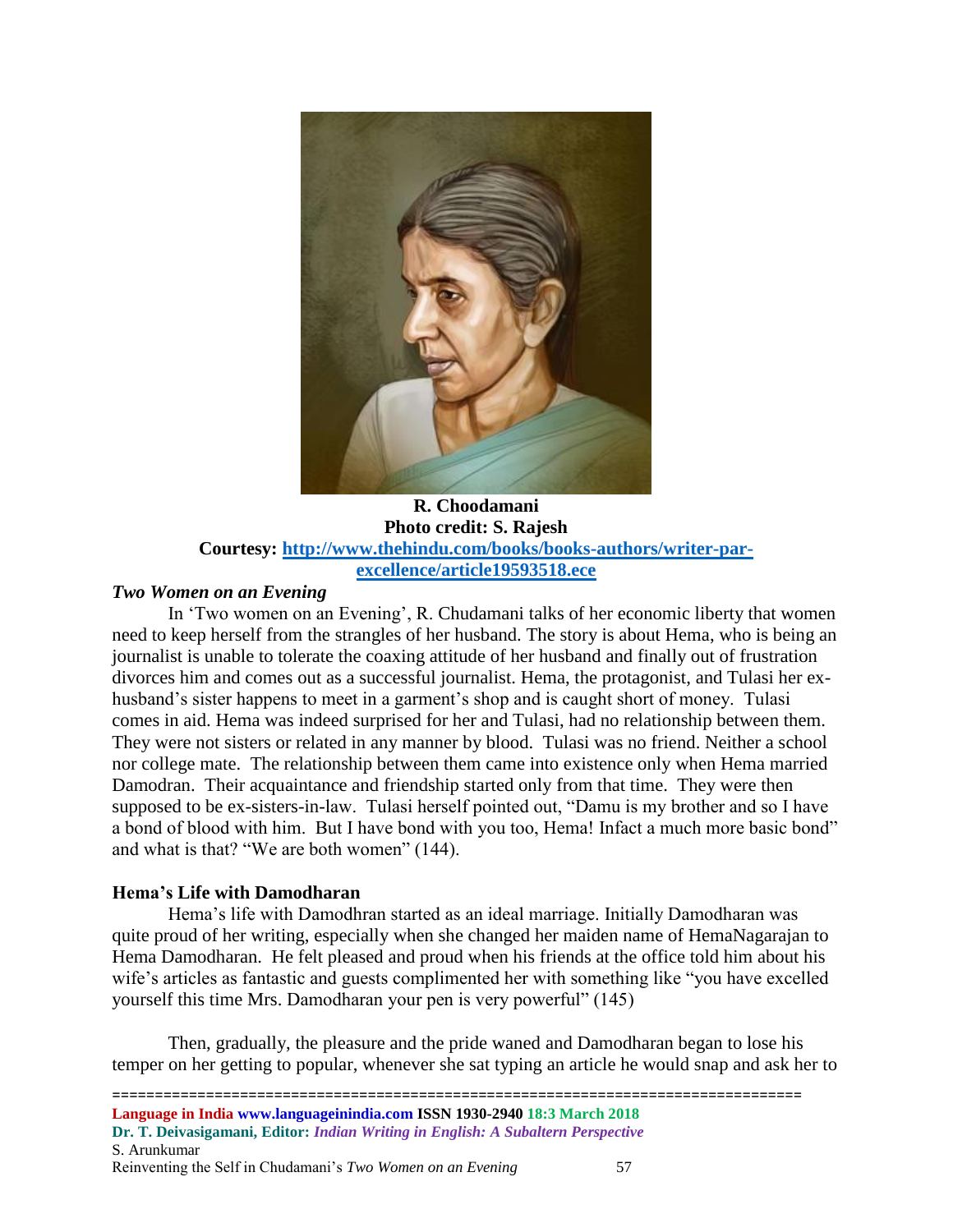**R. Choodamani**
**Photo credit: S. Rajesh**
**Courtesy: [http://www.thehindu.com/books/books-authors/writer-par-excellence/article19593518.ece](http://www.thehindu.com/books/books-authors/writer-par-excellence/article19593518.ece)**

### *Two Women on an Evening*

In 'Two women on an Evening', R. Chudamani talks of her economic liberty that women need to keep herself from the strangles of her husband. The story is about Hema, who is being an journalist is unable to tolerate the coaxing attitude of her husband and finally out of frustration divorces him and comes out as a successful journalist. Hema, the protagonist, and Tulasi her ex-husband's sister happens to meet in a garment's shop and is caught short of money. Tulasi comes in aid. Hema was indeed surprised for her and Tulasi, had no relationship between them. They were not sisters or related in any manner by blood. Tulasi was no friend. Neither a school nor college mate. The relationship between them came into existence only when Hema married Damodran. Their acquaintance and friendship started only from that time. They were then supposed to be ex-sisters-in-law. Tulasi herself pointed out, "Damu is my brother and so I have a bond of blood with him. But I have bond with you too, Hema! Infact a much more basic bond" and what is that? "We are both women" (144).

### Hema's Life with Damodharan

Hema's life with Damodhran started as an ideal marriage. Initially Damodharan was quite proud of her writing, especially when she changed her maiden name of HemaNagarajan to Hema Damodharan. He felt pleased and proud when his friends at the office told him about his wife's articles as fantastic and guests complimented her with something like "you have excelled yourself this time Mrs. Damodharan your pen is very powerful" (145)

Then, gradually, the pleasure and the pride waned and Damodharan began to lose his temper on her getting to popular, whenever she sat typing an article he would snap and ask her to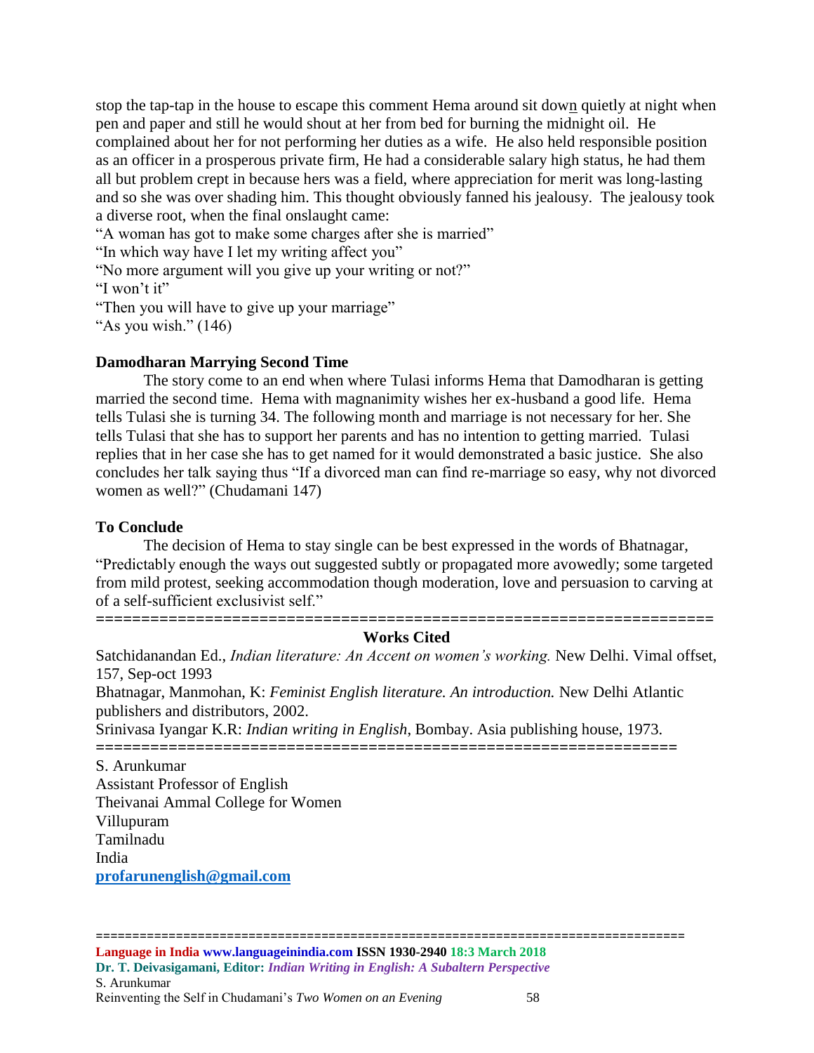stop the tap-tap in the house to escape this comment Hema around sit down quietly at night when pen and paper and still he would shout at her from bed for burning the midnight oil. He complained about her for not performing her duties as a wife. He also held responsible position as an officer in a prosperous private firm, He had a considerable salary high status, he had them all but problem crept in because hers was a field, where appreciation for merit was long-lasting and so she was over shading him. This thought obviously fanned his jealousy. The jealousy took a diverse root, when the final onslaught came:

"A woman has got to make some charges after she is married"

"In which way have I let my writing affect you"

"No more argument will you give up your writing or not?"

"I won't it"

"Then you will have to give up your marriage"

"As you wish." (146)

**Damodharan Marrying Second Time**

The story come to an end when where Tulasi informs Hema that Damodharan is getting married the second time. Hema with magnanimity wishes her ex-husband a good life. Hema tells Tulasi she is turning 34. The following month and marriage is not necessary for her. She tells Tulasi that she has to support her parents and has no intention to getting married. Tulasi replies that in her case she has to get named for it would demonstrated a basic justice. She also concludes her talk saying thus "If a divorced man can find re-marriage so easy, why not divorced women as well?" (Chudamani 147)

**To Conclude**

The decision of Hema to stay single can be best expressed in the words of Bhatnagar, "Predictably enough the ways out suggested subtly or propagated more avowedly; some targeted from mild protest, seeking accommodation though moderation, love and persuasion to carving at of a self-sufficient exclusivist self."

==================================================================

**Works Cited**

Satchidanandan Ed., *Indian literature: An Accent on women's working.* New Delhi. Vimal offset, 157, Sep-oct 1993

Bhatnagar, Manmohan, K: *Feminist English literature. An introduction.* New Delhi Atlantic publishers and distributors, 2002.

Srinivasa Iyangar K.R: *Indian writing in English*, Bombay. Asia publishing house, 1973.

==================================================================

S. Arunkumar
Assistant Professor of English
Theivanai Ammal College for Women
Villupuram
Tamilnadu
India
profarunenglish@gmail.com